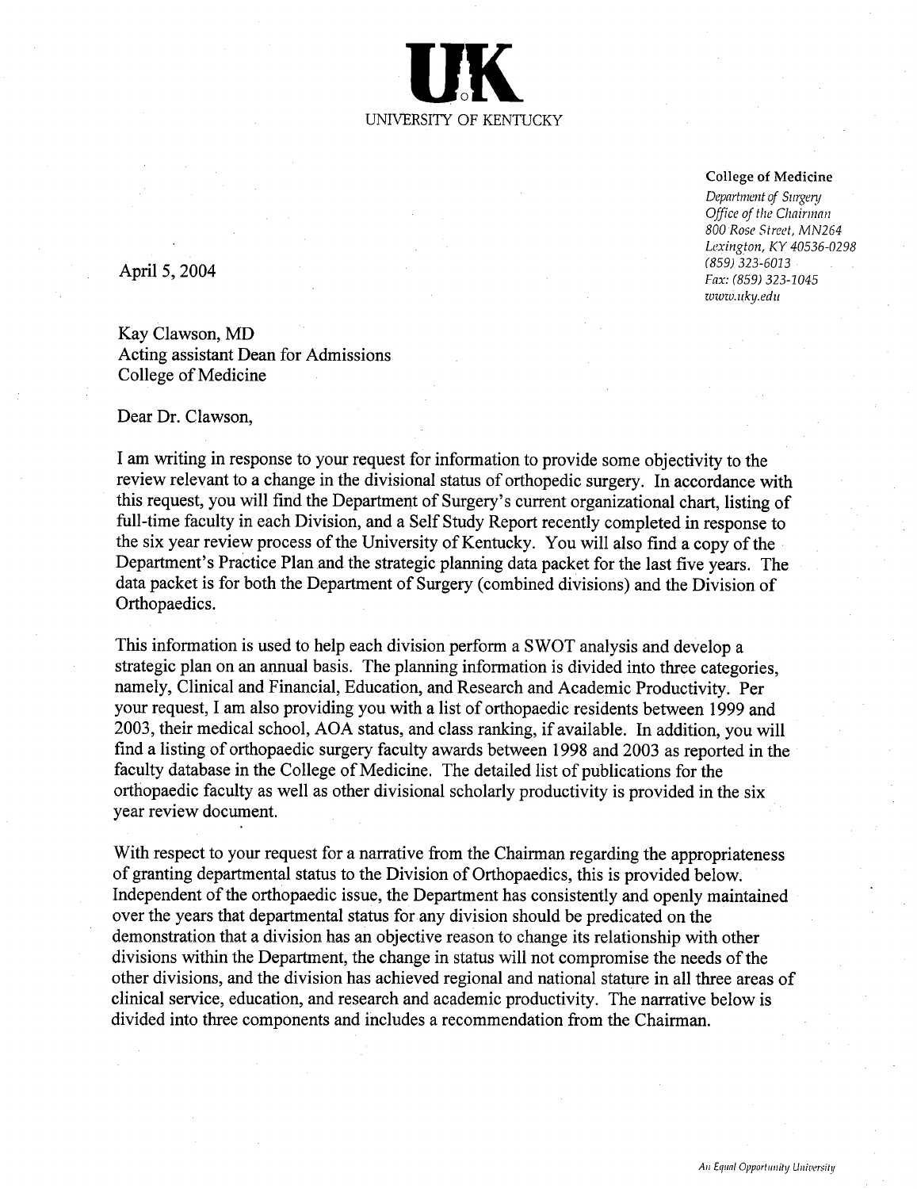UK

UNIVERSITY OF KENTUCKY

**College of Medicine**
*Department of Surgery*
*Office of the Chairman*
*800 Rose Street, MN264*
*Lexington, KY 40536-0298*
*(859) 323-6013*
*Fax: (859) 323-1045*
*www.uky.edu*

April 5, 2004

Kay Clawson, MD
Acting assistant Dean for Admissions
College of Medicine

Dear Dr. Clawson,

I am writing in response to your request for information to provide some objectivity to the review relevant to a change in the divisional status of orthopedic surgery. In accordance with this request, you will find the Department of Surgery's current organizational chart, listing of full-time faculty in each Division, and a Self Study Report recently completed in response to the six year review process of the University of Kentucky. You will also find a copy of the Department's Practice Plan and the strategic planning data packet for the last five years. The data packet is for both the Department of Surgery (combined divisions) and the Division of Orthopaedics.

This information is used to help each division perform a SWOT analysis and develop a strategic plan on an annual basis. The planning information is divided into three categories, namely, Clinical and Financial, Education, and Research and Academic Productivity. Per your request, I am also providing you with a list of orthopaedic residents between 1999 and 2003, their medical school, AOA status, and class ranking, if available. In addition, you will find a listing of orthopaedic surgery faculty awards between 1998 and 2003 as reported in the faculty database in the College of Medicine. The detailed list of publications for the orthopaedic faculty as well as other divisional scholarly productivity is provided in the six year review document.

With respect to your request for a narrative from the Chairman regarding the appropriateness of granting departmental status to the Division of Orthopaedics, this is provided below. Independent of the orthopaedic issue, the Department has consistently and openly maintained over the years that departmental status for any division should be predicated on the demonstration that a division has an objective reason to change its relationship with other divisions within the Department, the change in status will not compromise the needs of the other divisions, and the division has achieved regional and national stature in all three areas of clinical service, education, and research and academic productivity. The narrative below is divided into three components and includes a recommendation from the Chairman.

*An Equal Opportunity University*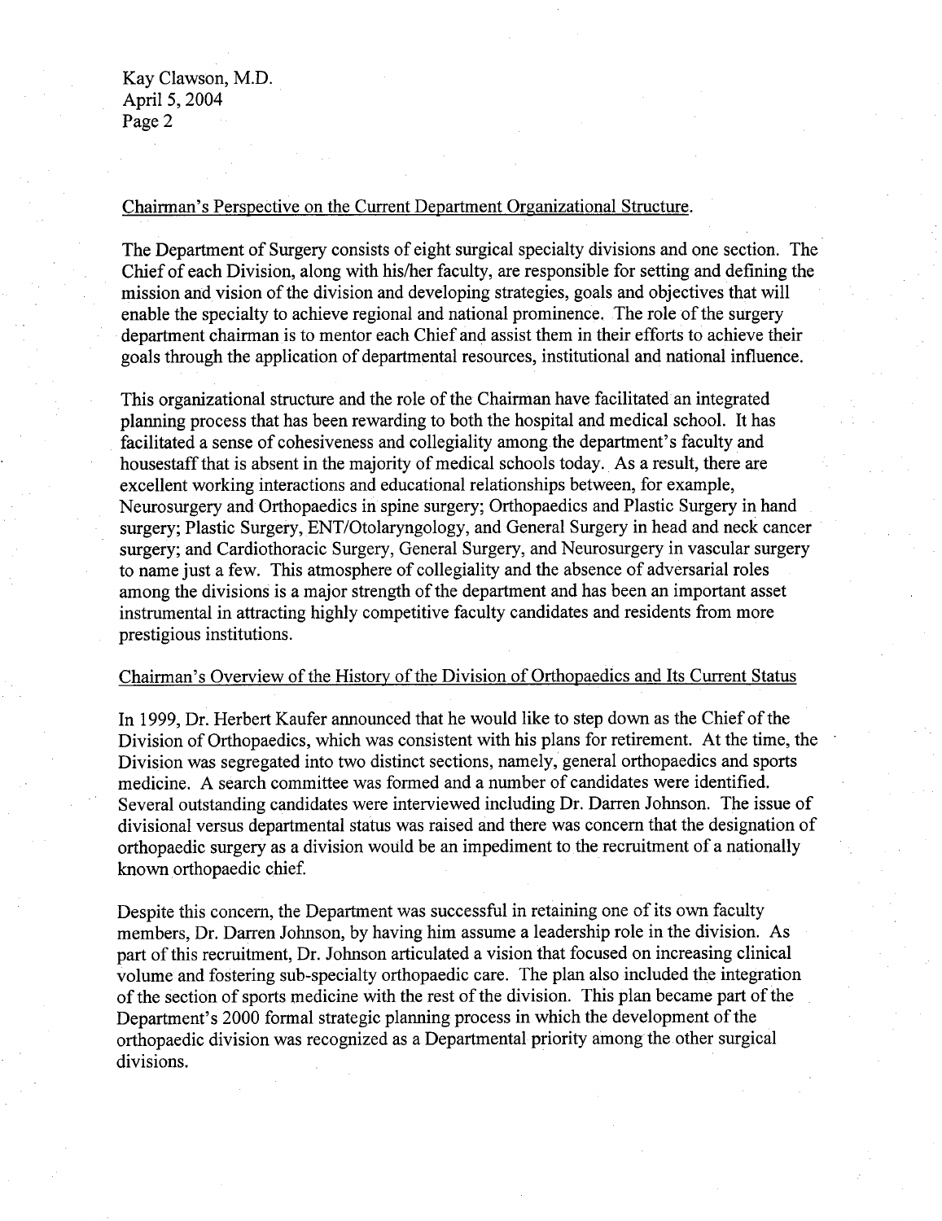Kay Clawson, M.D.
April 5, 2004

Chairman's Perspective on the Current Department Organizational Structure.

The Department of Surgery consists of eight surgical specialty divisions and one section. The Chief of each Division, along with his/her faculty, are responsible for setting and defining the mission and vision of the division and developing strategies, goals and objectives that will enable the specialty to achieve regional and national prominence. The role of the surgery department chairman is to mentor each Chief and assist them in their efforts to achieve their goals through the application of departmental resources, institutional and national influence.

This organizational structure and the role of the Chairman have facilitated an integrated planning process that has been rewarding to both the hospital and medical school. It has facilitated a sense of cohesiveness and collegiality among the department's faculty and housestaff that is absent in the majority of medical schools today. As a result, there are excellent working interactions and educational relationships between, for example, Neurosurgery and Orthopaedics in spine surgery; Orthopaedics and Plastic Surgery in hand surgery; Plastic Surgery, ENT/Otolaryngology, and General Surgery in head and neck cancer surgery; and Cardiothoracic Surgery, General Surgery, and Neurosurgery in vascular surgery to name just a few. This atmosphere of collegiality and the absence of adversarial roles among the divisions is a major strength of the department and has been an important asset instrumental in attracting highly competitive faculty candidates and residents from more prestigious institutions.

Chairman's Overview of the History of the Division of Orthopaedics and Its Current Status

In 1999, Dr. Herbert Kaufer announced that he would like to step down as the Chief of the Division of Orthopaedics, which was consistent with his plans for retirement. At the time, the Division was segregated into two distinct sections, namely, general orthopaedics and sports medicine. A search committee was formed and a number of candidates were identified. Several outstanding candidates were interviewed including Dr. Darren Johnson. The issue of divisional versus departmental status was raised and there was concern that the designation of orthopaedic surgery as a division would be an impediment to the recruitment of a nationally known orthopaedic chief.

Despite this concern, the Department was successful in retaining one of its own faculty members, Dr. Darren Johnson, by having him assume a leadership role in the division. As part of this recruitment, Dr. Johnson articulated a vision that focused on increasing clinical volume and fostering sub-specialty orthopaedic care. The plan also included the integration of the section of sports medicine with the rest of the division. This plan became part of the Department's 2000 formal strategic planning process in which the development of the orthopaedic division was recognized as a Departmental priority among the other surgical divisions.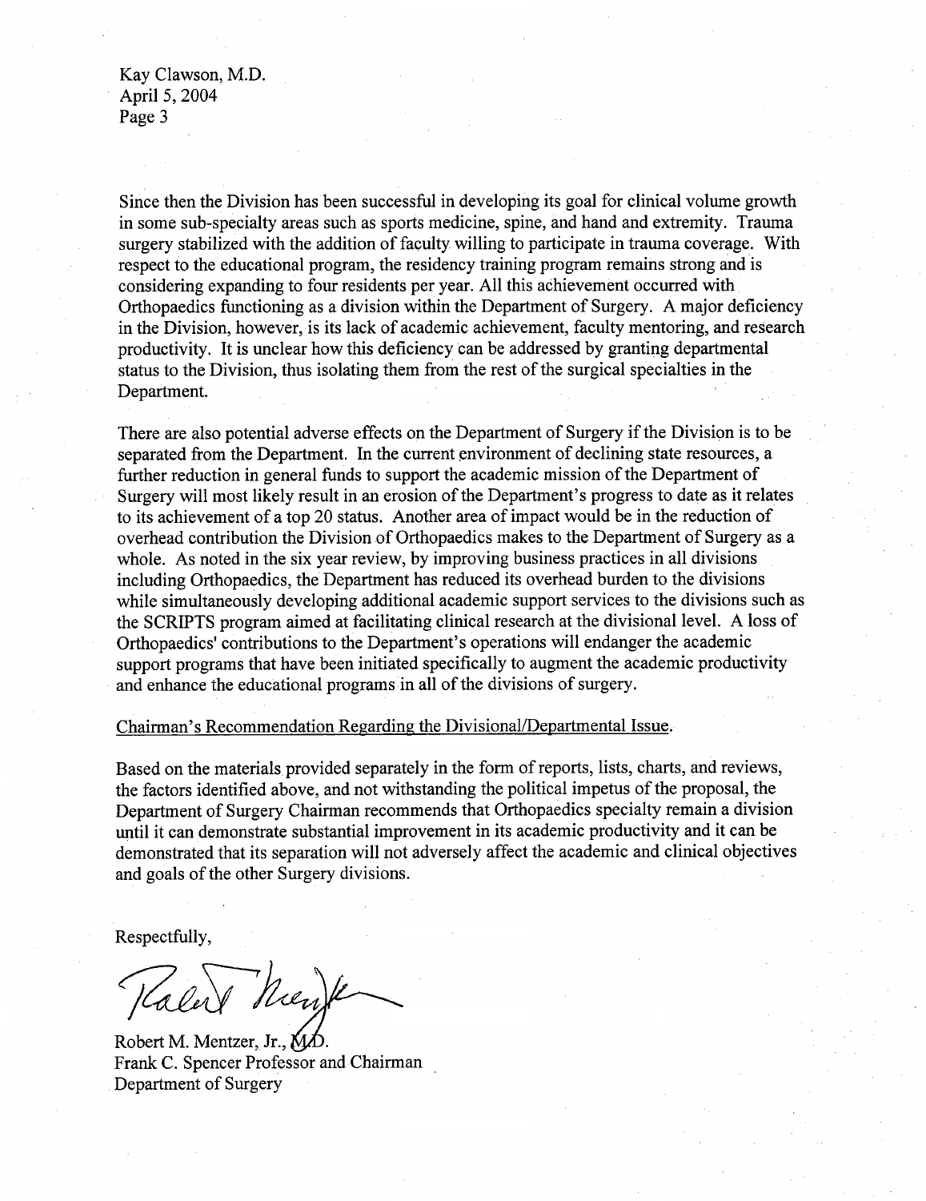Since then the Division has been successful in developing its goal for clinical volume growth in some sub-specialty areas such as sports medicine, spine, and hand and extremity. Trauma surgery stabilized with the addition of faculty willing to participate in trauma coverage. With respect to the educational program, the residency training program remains strong and is considering expanding to four residents per year. All this achievement occurred with Orthopaedics functioning as a division within the Department of Surgery. A major deficiency in the Division, however, is its lack of academic achievement, faculty mentoring, and research productivity. It is unclear how this deficiency can be addressed by granting departmental status to the Division, thus isolating them from the rest of the surgical specialties in the Department.

There are also potential adverse effects on the Department of Surgery if the Division is to be separated from the Department. In the current environment of declining state resources, a further reduction in general funds to support the academic mission of the Department of Surgery will most likely result in an erosion of the Department's progress to date as it relates to its achievement of a top 20 status. Another area of impact would be in the reduction of overhead contribution the Division of Orthopaedics makes to the Department of Surgery as a whole. As noted in the six year review, by improving business practices in all divisions including Orthopaedics, the Department has reduced its overhead burden to the divisions while simultaneously developing additional academic support services to the divisions such as the SCRIPTS program aimed at facilitating clinical research at the divisional level. A loss of Orthopaedics' contributions to the Department's operations will endanger the academic support programs that have been initiated specifically to augment the academic productivity and enhance the educational programs in all of the divisions of surgery.

Chairman's Recommendation Regarding the Divisional/Departmental Issue.

Based on the materials provided separately in the form of reports, lists, charts, and reviews, the factors identified above, and not withstanding the political impetus of the proposal, the Department of Surgery Chairman recommends that Orthopaedics specialty remain a division until it can demonstrate substantial improvement in its academic productivity and it can be demonstrated that its separation will not adversely affect the academic and clinical objectives and goals of the other Surgery divisions.

Respectfully,

Robert M. Mentzer, Jr., M.D.
Frank C. Spencer Professor and Chairman
Department of Surgery